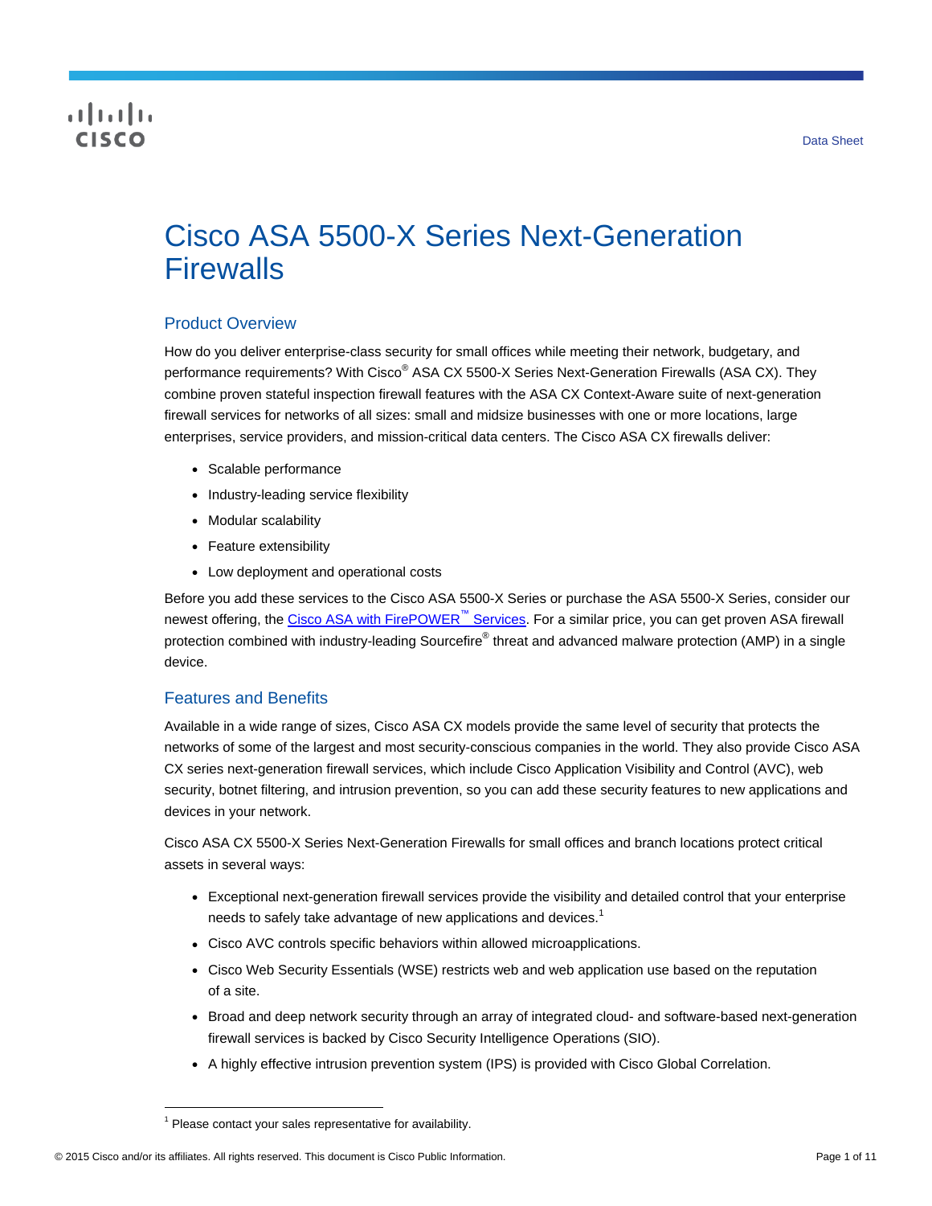Data Sheet

# Cisco ASA 5500-X Series Next-Generation Firewalls

## Product Overview

How do you deliver enterprise-class security for small offices while meeting their network, budgetary, and performance requirements? With Cisco® ASA CX 5500-X Series Next-Generation Firewalls (ASA CX). They combine proven stateful inspection firewall features with the ASA CX Context-Aware suite of next-generation firewall services for networks of all sizes: small and midsize businesses with one or more locations, large enterprises, service providers, and mission-critical data centers. The Cisco ASA CX firewalls deliver:

- Scalable performance
- Industry-leading service flexibility
- Modular scalability
- Feature extensibility
- Low deployment and operational costs

Before you add these services to the Cisco ASA 5500-X Series or purchase the ASA 5500-X Series, consider our newest offering, the Cisco ASA with FirePOWER™ Services. For a similar price, you can get proven ASA firewall protection combined with industry-leading Sourcefire® threat and advanced malware protection (AMP) in a single device.

## Features and Benefits

Available in a wide range of sizes, Cisco ASA CX models provide the same level of security that protects the networks of some of the largest and most security-conscious companies in the world. They also provide Cisco ASA CX series next-generation firewall services, which include Cisco Application Visibility and Control (AVC), web security, botnet filtering, and intrusion prevention, so you can add these security features to new applications and devices in your network.

Cisco ASA CX 5500-X Series Next-Generation Firewalls for small offices and branch locations protect critical assets in several ways:

- Exceptional next-generation firewall services provide the visibility and detailed control that your enterprise needs to safely take advantage of new applications and devices.[1]
- Cisco AVC controls specific behaviors within allowed microapplications.
- Cisco Web Security Essentials (WSE) restricts web and web application use based on the reputation of a site.
- Broad and deep network security through an array of integrated cloud- and software-based next-generation firewall services is backed by Cisco Security Intelligence Operations (SIO).
- A highly effective intrusion prevention system (IPS) is provided with Cisco Global Correlation.

[1] Please contact your sales representative for availability.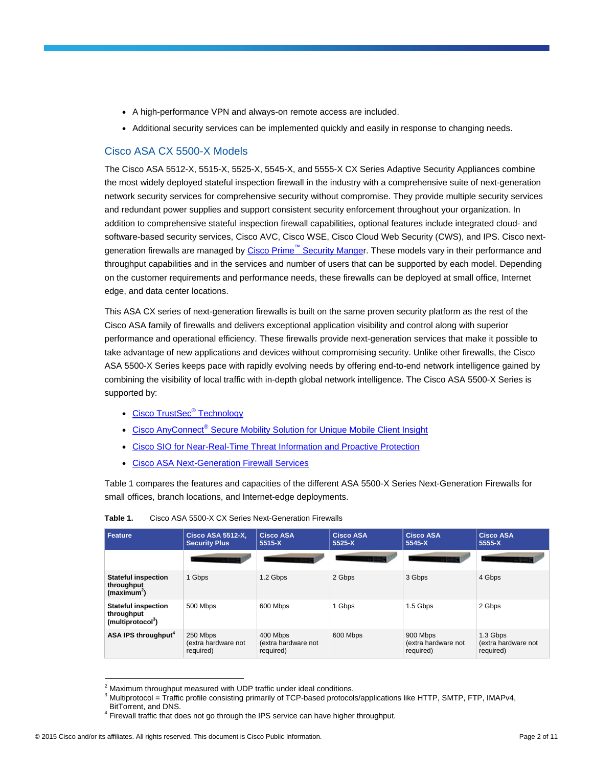- A high-performance VPN and always-on remote access are included.
- Additional security services can be implemented quickly and easily in response to changing needs.

## Cisco ASA CX 5500-X Models

The Cisco ASA 5512-X, 5515-X, 5525-X, 5545-X, and 5555-X CX Series Adaptive Security Appliances combine the most widely deployed stateful inspection firewall in the industry with a comprehensive suite of next-generation network security services for comprehensive security without compromise. They provide multiple security services and redundant power supplies and support consistent security enforcement throughout your organization. In addition to comprehensive stateful inspection firewall capabilities, optional features include integrated cloud- and software-based security services, Cisco AVC, Cisco WSE, Cisco Cloud Web Security (CWS), and IPS. Cisco next-generation firewalls are managed by Cisco Prime™ Security Manger. These models vary in their performance and throughput capabilities and in the services and number of users that can be supported by each model. Depending on the customer requirements and performance needs, these firewalls can be deployed at small office, Internet edge, and data center locations.

This ASA CX series of next-generation firewalls is built on the same proven security platform as the rest of the Cisco ASA family of firewalls and delivers exceptional application visibility and control along with superior performance and operational efficiency. These firewalls provide next-generation services that make it possible to take advantage of new applications and devices without compromising security. Unlike other firewalls, the Cisco ASA 5500-X Series keeps pace with rapidly evolving needs by offering end-to-end network intelligence gained by combining the visibility of local traffic with in-depth global network intelligence. The Cisco ASA 5500-X Series is supported by:

- Cisco TrustSec® Technology
- Cisco AnyConnect® Secure Mobility Solution for Unique Mobile Client Insight
- Cisco SIO for Near-Real-Time Threat Information and Proactive Protection
- Cisco ASA Next-Generation Firewall Services

Table 1 compares the features and capacities of the different ASA 5500-X Series Next-Generation Firewalls for small offices, branch locations, and Internet-edge deployments.

**Table 1.** Cisco ASA 5500-X CX Series Next-Generation Firewalls

| Feature | Cisco ASA 5512-X, Security Plus | Cisco ASA 5515-X | Cisco ASA 5525-X | Cisco ASA 5545-X | Cisco ASA 5555-X |
|---|---|---|---|---|---|
| | | | | | |
| **Stateful inspection throughput (maximum[2])** | 1 Gbps | 1.2 Gbps | 2 Gbps | 3 Gbps | 4 Gbps |
| **Stateful inspection throughput (multiprotocol[3])** | 500 Mbps | 600 Mbps | 1 Gbps | 1.5 Gbps | 2 Gbps |
| **ASA IPS throughput[4]** | 250 Mbps (extra hardware not required) | 400 Mbps (extra hardware not required) | 600 Mbps | 900 Mbps (extra hardware not required) | 1.3 Gbps (extra hardware not required) |

[2] Maximum throughput measured with UDP traffic under ideal conditions.
[3] Multiprotocol = Traffic profile consisting primarily of TCP-based protocols/applications like HTTP, SMTP, FTP, IMAPv4, BitTorrent, and DNS.
[4] Firewall traffic that does not go through the IPS service can have higher throughput.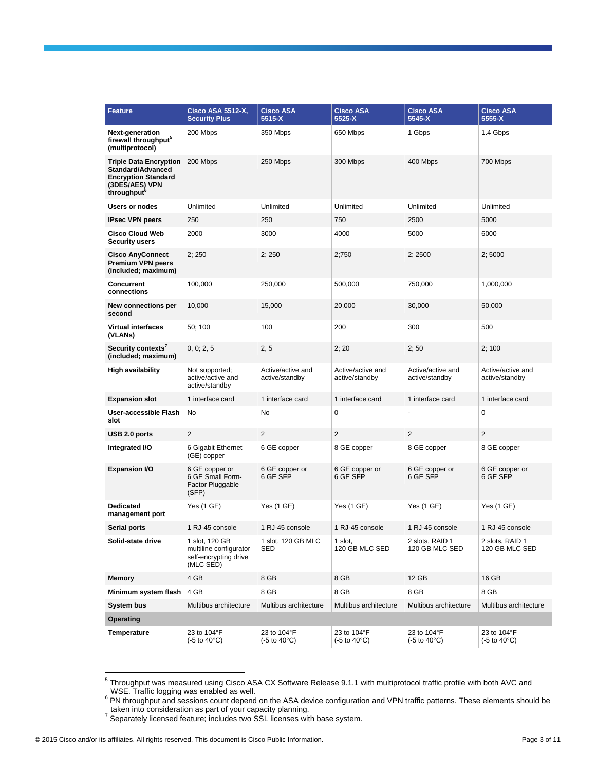| Feature | Cisco ASA 5512-X, Security Plus | Cisco ASA 5515-X | Cisco ASA 5525-X | Cisco ASA 5545-X | Cisco ASA 5555-X |
|---|---|---|---|---|---|
| Next-generation firewall throughput[5] (multiprotocol) | 200 Mbps | 350 Mbps | 650 Mbps | 1 Gbps | 1.4 Gbps |
| Triple Data Encryption Standard/Advanced Encryption Standard (3DES/AES) VPN throughput[6] | 200 Mbps | 250 Mbps | 300 Mbps | 400 Mbps | 700 Mbps |
| Users or nodes | Unlimited | Unlimited | Unlimited | Unlimited | Unlimited |
| IPsec VPN peers | 250 | 250 | 750 | 2500 | 5000 |
| Cisco Cloud Web Security users | 2000 | 3000 | 4000 | 5000 | 6000 |
| Cisco AnyConnect Premium VPN peers (included; maximum) | 2; 250 | 2; 250 | 2;750 | 2; 2500 | 2; 5000 |
| Concurrent connections | 100,000 | 250,000 | 500,000 | 750,000 | 1,000,000 |
| New connections per second | 10,000 | 15,000 | 20,000 | 30,000 | 50,000 |
| Virtual interfaces (VLANs) | 50; 100 | 100 | 200 | 300 | 500 |
| Security contexts[7] (included; maximum) | 0, 0; 2, 5 | 2, 5 | 2; 20 | 2; 50 | 2; 100 |
| High availability | Not supported; active/active and active/standby | Active/active and active/standby | Active/active and active/standby | Active/active and active/standby | Active/active and active/standby |
| Expansion slot | 1 interface card | 1 interface card | 1 interface card | 1 interface card | 1 interface card |
| User-accessible Flash slot | No | No | 0 | - | 0 |
| USB 2.0 ports | 2 | 2 | 2 | 2 | 2 |
| Integrated I/O | 6 Gigabit Ethernet (GE) copper | 6 GE copper | 8 GE copper | 8 GE copper | 8 GE copper |
| Expansion I/O | 6 GE copper or 6 GE Small Form-Factor Pluggable (SFP) | 6 GE copper or 6 GE SFP | 6 GE copper or 6 GE SFP | 6 GE copper or 6 GE SFP | 6 GE copper or 6 GE SFP |
| Dedicated management port | Yes (1 GE) | Yes (1 GE) | Yes (1 GE) | Yes (1 GE) | Yes (1 GE) |
| Serial ports | 1 RJ-45 console | 1 RJ-45 console | 1 RJ-45 console | 1 RJ-45 console | 1 RJ-45 console |
| Solid-state drive | 1 slot, 120 GB multiline configurator self-encrypting drive (MLC SED) | 1 slot, 120 GB MLC SED | 1 slot, 120 GB MLC SED | 2 slots, RAID 1 120 GB MLC SED | 2 slots, RAID 1 120 GB MLC SED |
| Memory | 4 GB | 8 GB | 8 GB | 12 GB | 16 GB |
| Minimum system flash | 4 GB | 8 GB | 8 GB | 8 GB | 8 GB |
| System bus | Multibus architecture | Multibus architecture | Multibus architecture | Multibus architecture | Multibus architecture |
| **Operating** | | | | | |
| Temperature | 23 to 104°F (-5 to 40°C) | 23 to 104°F (-5 to 40°C) | 23 to 104°F (-5 to 40°C) | 23 to 104°F (-5 to 40°C) | 23 to 104°F (-5 to 40°C) |

[5] Throughput was measured using Cisco ASA CX Software Release 9.1.1 with multiprotocol traffic profile with both AVC and WSE. Traffic logging was enabled as well.

[6] PN throughput and sessions count depend on the ASA device configuration and VPN traffic patterns. These elements should be taken into consideration as part of your capacity planning.

[7] Separately licensed feature; includes two SSL licenses with base system.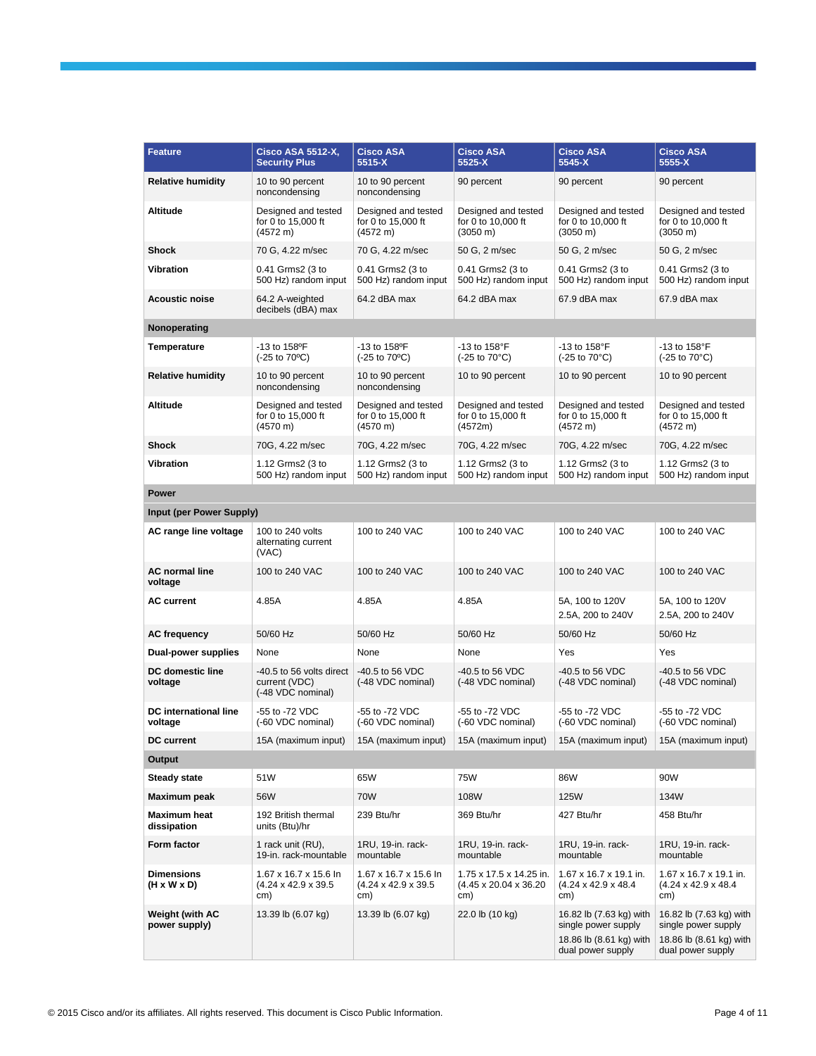| Feature | Cisco ASA 5512-X, Security Plus | Cisco ASA 5515-X | Cisco ASA 5525-X | Cisco ASA 5545-X | Cisco ASA 5555-X |
|---|---|---|---|---|---|
| **Relative humidity** | 10 to 90 percent noncondensing | 10 to 90 percent noncondensing | 90 percent | 90 percent | 90 percent |
| **Altitude** | Designed and tested for 0 to 15,000 ft (4572 m) | Designed and tested for 0 to 15,000 ft (4572 m) | Designed and tested for 0 to 10,000 ft (3050 m) | Designed and tested for 0 to 10,000 ft (3050 m) | Designed and tested for 0 to 10,000 ft (3050 m) |
| **Shock** | 70 G, 4.22 m/sec | 70 G, 4.22 m/sec | 50 G, 2 m/sec | 50 G, 2 m/sec | 50 G, 2 m/sec |
| **Vibration** | 0.41 Grms2 (3 to 500 Hz) random input | 0.41 Grms2 (3 to 500 Hz) random input | 0.41 Grms2 (3 to 500 Hz) random input | 0.41 Grms2 (3 to 500 Hz) random input | 0.41 Grms2 (3 to 500 Hz) random input |
| **Acoustic noise** | 64.2 A-weighted decibels (dBA) max | 64.2 dBA max | 64.2 dBA max | 67.9 dBA max | 67.9 dBA max |
| **Nonoperating** | | | | | |
| **Temperature** | -13 to 158ºF (-25 to 70ºC) | -13 to 158ºF (-25 to 70ºC) | -13 to 158°F (-25 to 70°C) | -13 to 158°F (-25 to 70°C) | -13 to 158°F (-25 to 70°C) |
| **Relative humidity** | 10 to 90 percent noncondensing | 10 to 90 percent noncondensing | 10 to 90 percent | 10 to 90 percent | 10 to 90 percent |
| **Altitude** | Designed and tested for 0 to 15,000 ft (4570 m) | Designed and tested for 0 to 15,000 ft (4570 m) | Designed and tested for 0 to 15,000 ft (4572m) | Designed and tested for 0 to 15,000 ft (4572 m) | Designed and tested for 0 to 15,000 ft (4572 m) |
| **Shock** | 70G, 4.22 m/sec | 70G, 4.22 m/sec | 70G, 4.22 m/sec | 70G, 4.22 m/sec | 70G, 4.22 m/sec |
| **Vibration** | 1.12 Grms2 (3 to 500 Hz) random input | 1.12 Grms2 (3 to 500 Hz) random input | 1.12 Grms2 (3 to 500 Hz) random input | 1.12 Grms2 (3 to 500 Hz) random input | 1.12 Grms2 (3 to 500 Hz) random input |
| **Power** | | | | | |
| **Input (per Power Supply)** | | | | | |
| **AC range line voltage** | 100 to 240 volts alternating current (VAC) | 100 to 240 VAC | 100 to 240 VAC | 100 to 240 VAC | 100 to 240 VAC |
| **AC normal line voltage** | 100 to 240 VAC | 100 to 240 VAC | 100 to 240 VAC | 100 to 240 VAC | 100 to 240 VAC |
| **AC current** | 4.85A | 4.85A | 4.85A | 5A, 100 to 120V<br>2.5A, 200 to 240V | 5A, 100 to 120V<br>2.5A, 200 to 240V |
| **AC frequency** | 50/60 Hz | 50/60 Hz | 50/60 Hz | 50/60 Hz | 50/60 Hz |
| **Dual-power supplies** | None | None | None | Yes | Yes |
| **DC domestic line voltage** | -40.5 to 56 volts direct current (VDC) (-48 VDC nominal) | -40.5 to 56 VDC (-48 VDC nominal) | -40.5 to 56 VDC (-48 VDC nominal) | -40.5 to 56 VDC (-48 VDC nominal) | -40.5 to 56 VDC (-48 VDC nominal) |
| **DC international line voltage** | -55 to -72 VDC (-60 VDC nominal) | -55 to -72 VDC (-60 VDC nominal) | -55 to -72 VDC (-60 VDC nominal) | -55 to -72 VDC (-60 VDC nominal) | -55 to -72 VDC (-60 VDC nominal) |
| **DC current** | 15A (maximum input) | 15A (maximum input) | 15A (maximum input) | 15A (maximum input) | 15A (maximum input) |
| **Output** | | | | | |
| **Steady state** | 51W | 65W | 75W | 86W | 90W |
| **Maximum peak** | 56W | 70W | 108W | 125W | 134W |
| **Maximum heat dissipation** | 192 British thermal units (Btu)/hr | 239 Btu/hr | 369 Btu/hr | 427 Btu/hr | 458 Btu/hr |
| **Form factor** | 1 rack unit (RU), 19-in. rack-mountable | 1RU, 19-in. rack-mountable | 1RU, 19-in. rack-mountable | 1RU, 19-in. rack-mountable | 1RU, 19-in. rack-mountable |
| **Dimensions (H x W x D)** | 1.67 x 16.7 x 15.6 In (4.24 x 42.9 x 39.5 cm) | 1.67 x 16.7 x 15.6 In (4.24 x 42.9 x 39.5 cm) | 1.75 x 17.5 x 14.25 in. (4.45 x 20.04 x 36.20 cm) | 1.67 x 16.7 x 19.1 in. (4.24 x 42.9 x 48.4 cm) | 1.67 x 16.7 x 19.1 in. (4.24 x 42.9 x 48.4 cm) |
| **Weight (with AC power supply)** | 13.39 lb (6.07 kg) | 13.39 lb (6.07 kg) | 22.0 lb (10 kg) | 16.82 lb (7.63 kg) with single power supply<br>18.86 lb (8.61 kg) with dual power supply | 16.82 lb (7.63 kg) with single power supply<br>18.86 lb (8.61 kg) with dual power supply |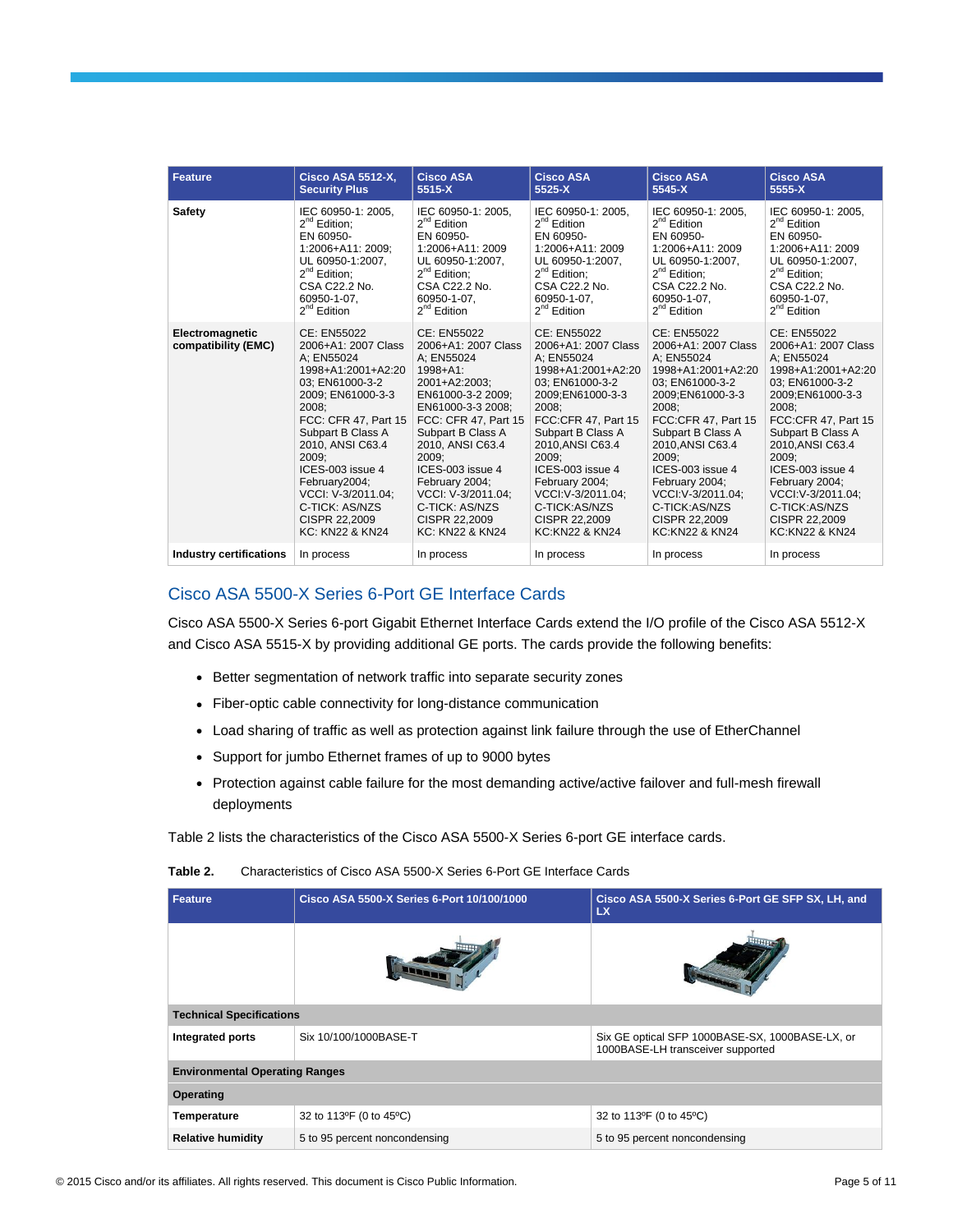| Feature | Cisco ASA 5512-X, Security Plus | Cisco ASA 5515-X | Cisco ASA 5525-X | Cisco ASA 5545-X | Cisco ASA 5555-X |
|---|---|---|---|---|---|
| **Safety** | IEC 60950-1: 2005, 2nd Edition; EN 60950-1:2006+A11: 2009; UL 60950-1:2007, 2nd Edition; CSA C22.2 No. 60950-1-07, 2nd Edition | IEC 60950-1: 2005, 2nd Edition EN 60950-1:2006+A11: 2009 UL 60950-1:2007, 2nd Edition; CSA C22.2 No. 60950-1-07, 2nd Edition | IEC 60950-1: 2005, 2nd Edition EN 60950-1:2006+A11: 2009 UL 60950-1:2007, 2nd Edition; CSA C22.2 No. 60950-1-07, 2nd Edition | IEC 60950-1: 2005, 2nd Edition EN 60950-1:2006+A11: 2009 UL 60950-1:2007, 2nd Edition; CSA C22.2 No. 60950-1-07, 2nd Edition | IEC 60950-1: 2005, 2nd Edition EN 60950-1:2006+A11: 2009 UL 60950-1:2007, 2nd Edition; CSA C22.2 No. 60950-1-07, 2nd Edition |
| **Electromagnetic compatibility (EMC)** | CE: EN55022 2006+A1: 2007 Class A; EN55024 1998+A1:2001+A2:2003; EN61000-3-2 2009; EN61000-3-3 2008; FCC: CFR 47, Part 15 Subpart B Class A 2010, ANSI C63.4 2009; ICES-003 issue 4 February2004; VCCI: V-3/2011.04; C-TICK: AS/NZS CISPR 22,2009 KC: KN22 & KN24 | CE: EN55022 2006+A1: 2007 Class A; EN55024 1998+A1: 2001+A2:2003; EN61000-3-2 2009; EN61000-3-3 2008; FCC: CFR 47, Part 15 Subpart B Class A 2010, ANSI C63.4 2009; ICES-003 issue 4 February 2004; VCCI: V-3/2011.04; C-TICK: AS/NZS CISPR 22,2009 KC: KN22 & KN24 | CE: EN55022 2006+A1: 2007 Class A; EN55024 1998+A1:2001+A2:2003; EN61000-3-2 2009;EN61000-3-3 2008; FCC:CFR 47, Part 15 Subpart B Class A 2010,ANSI C63.4 2009; ICES-003 issue 4 February 2004; VCCI:V-3/2011.04; C-TICK:AS/NZS CISPR 22,2009 KC:KN22 & KN24 | CE: EN55022 2006+A1: 2007 Class A; EN55024 1998+A1:2001+A2:2003; EN61000-3-2 2009;EN61000-3-3 2008; FCC:CFR 47, Part 15 Subpart B Class A 2010,ANSI C63.4 2009; ICES-003 issue 4 February 2004; VCCI:V-3/2011.04; C-TICK:AS/NZS CISPR 22,2009 KC:KN22 & KN24 | CE: EN55022 2006+A1: 2007 Class A; EN55024 1998+A1:2001+A2:2003; EN61000-3-2 2009;EN61000-3-3 2008; FCC:CFR 47, Part 15 Subpart B Class A 2010,ANSI C63.4 2009; ICES-003 issue 4 February 2004; VCCI:V-3/2011.04; C-TICK:AS/NZS CISPR 22,2009 KC:KN22 & KN24 |
| **Industry certifications** | In process | In process | In process | In process | In process |

## Cisco ASA 5500-X Series 6-Port GE Interface Cards

Cisco ASA 5500-X Series 6-port Gigabit Ethernet Interface Cards extend the I/O profile of the Cisco ASA 5512-X and Cisco ASA 5515-X by providing additional GE ports. The cards provide the following benefits:

- Better segmentation of network traffic into separate security zones
- Fiber-optic cable connectivity for long-distance communication
- Load sharing of traffic as well as protection against link failure through the use of EtherChannel
- Support for jumbo Ethernet frames of up to 9000 bytes
- Protection against cable failure for the most demanding active/active failover and full-mesh firewall deployments

Table 2 lists the characteristics of the Cisco ASA 5500-X Series 6-port GE interface cards.

**Table 2.** Characteristics of Cisco ASA 5500-X Series 6-Port GE Interface Cards

| Feature | Cisco ASA 5500-X Series 6-Port 10/100/1000 | Cisco ASA 5500-X Series 6-Port GE SFP SX, LH, and LX |
|---|---|---|
| | | |
| **Technical Specifications** | | |
| **Integrated ports** | Six 10/100/1000BASE-T | Six GE optical SFP 1000BASE-SX, 1000BASE-LX, or 1000BASE-LH transceiver supported |
| **Environmental Operating Ranges** | | |
| **Operating** | | |
| **Temperature** | 32 to 113ºF (0 to 45ºC) | 32 to 113ºF (0 to 45ºC) |
| **Relative humidity** | 5 to 95 percent noncondensing | 5 to 95 percent noncondensing |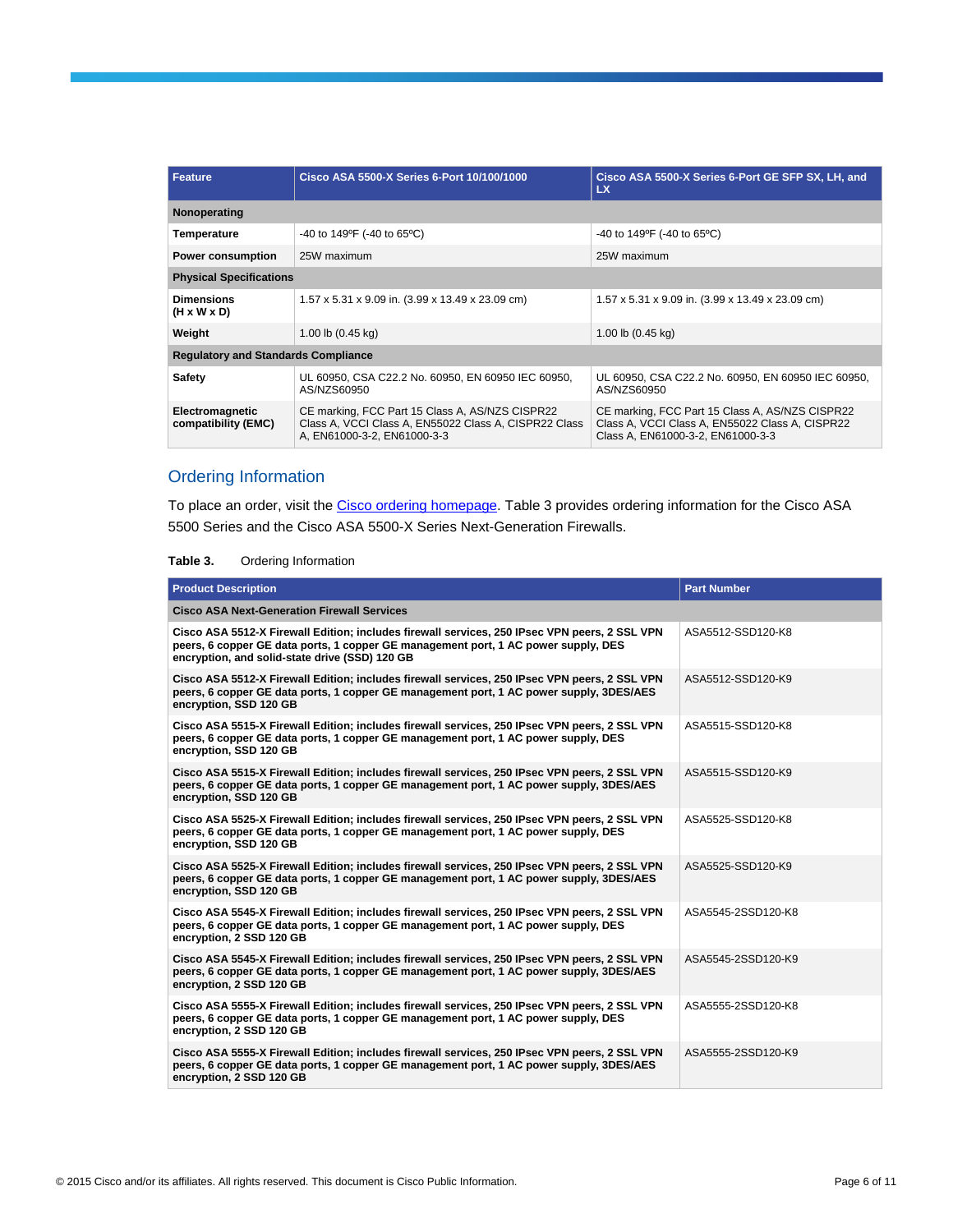| Feature | Cisco ASA 5500-X Series 6-Port 10/100/1000 | Cisco ASA 5500-X Series 6-Port GE SFP SX, LH, and LX |
| --- | --- | --- |
| **Nonoperating** | | |
| **Temperature** | -40 to 149ºF (-40 to 65ºC) | -40 to 149ºF (-40 to 65ºC) |
| **Power consumption** | 25W maximum | 25W maximum |
| **Physical Specifications** | | |
| **Dimensions (H x W x D)** | 1.57 x 5.31 x 9.09 in. (3.99 x 13.49 x 23.09 cm) | 1.57 x 5.31 x 9.09 in. (3.99 x 13.49 x 23.09 cm) |
| **Weight** | 1.00 lb (0.45 kg) | 1.00 lb (0.45 kg) |
| **Regulatory and Standards Compliance** | | |
| **Safety** | UL 60950, CSA C22.2 No. 60950, EN 60950 IEC 60950, AS/NZS60950 | UL 60950, CSA C22.2 No. 60950, EN 60950 IEC 60950, AS/NZS60950 |
| **Electromagnetic compatibility (EMC)** | CE marking, FCC Part 15 Class A, AS/NZS CISPR22 Class A, VCCI Class A, EN55022 Class A, CISPR22 Class A, EN61000-3-2, EN61000-3-3 | CE marking, FCC Part 15 Class A, AS/NZS CISPR22 Class A, VCCI Class A, EN55022 Class A, CISPR22 Class A, EN61000-3-2, EN61000-3-3 |

## Ordering Information

To place an order, visit the Cisco ordering homepage. Table 3 provides ordering information for the Cisco ASA 5500 Series and the Cisco ASA 5500-X Series Next-Generation Firewalls.

**Table 3.** Ordering Information

| Product Description | Part Number |
| --- | --- |
| **Cisco ASA Next-Generation Firewall Services** | |
| **Cisco ASA 5512-X Firewall Edition; includes firewall services, 250 IPsec VPN peers, 2 SSL VPN peers, 6 copper GE data ports, 1 copper GE management port, 1 AC power supply, DES encryption, and solid-state drive (SSD) 120 GB** | ASA5512-SSD120-K8 |
| **Cisco ASA 5512-X Firewall Edition; includes firewall services, 250 IPsec VPN peers, 2 SSL VPN peers, 6 copper GE data ports, 1 copper GE management port, 1 AC power supply, 3DES/AES encryption, SSD 120 GB** | ASA5512-SSD120-K9 |
| **Cisco ASA 5515-X Firewall Edition; includes firewall services, 250 IPsec VPN peers, 2 SSL VPN peers, 6 copper GE data ports, 1 copper GE management port, 1 AC power supply, DES encryption, SSD 120 GB** | ASA5515-SSD120-K8 |
| **Cisco ASA 5515-X Firewall Edition; includes firewall services, 250 IPsec VPN peers, 2 SSL VPN peers, 6 copper GE data ports, 1 copper GE management port, 1 AC power supply, 3DES/AES encryption, SSD 120 GB** | ASA5515-SSD120-K9 |
| **Cisco ASA 5525-X Firewall Edition; includes firewall services, 250 IPsec VPN peers, 2 SSL VPN peers, 6 copper GE data ports, 1 copper GE management port, 1 AC power supply, DES encryption, SSD 120 GB** | ASA5525-SSD120-K8 |
| **Cisco ASA 5525-X Firewall Edition; includes firewall services, 250 IPsec VPN peers, 2 SSL VPN peers, 6 copper GE data ports, 1 copper GE management port, 1 AC power supply, 3DES/AES encryption, SSD 120 GB** | ASA5525-SSD120-K9 |
| **Cisco ASA 5545-X Firewall Edition; includes firewall services, 250 IPsec VPN peers, 2 SSL VPN peers, 6 copper GE data ports, 1 copper GE management port, 1 AC power supply, DES encryption, 2 SSD 120 GB** | ASA5545-2SSD120-K8 |
| **Cisco ASA 5545-X Firewall Edition; includes firewall services, 250 IPsec VPN peers, 2 SSL VPN peers, 6 copper GE data ports, 1 copper GE management port, 1 AC power supply, 3DES/AES encryption, 2 SSD 120 GB** | ASA5545-2SSD120-K9 |
| **Cisco ASA 5555-X Firewall Edition; includes firewall services, 250 IPsec VPN peers, 2 SSL VPN peers, 6 copper GE data ports, 1 copper GE management port, 1 AC power supply, DES encryption, 2 SSD 120 GB** | ASA5555-2SSD120-K8 |
| **Cisco ASA 5555-X Firewall Edition; includes firewall services, 250 IPsec VPN peers, 2 SSL VPN peers, 6 copper GE data ports, 1 copper GE management port, 1 AC power supply, 3DES/AES encryption, 2 SSD 120 GB** | ASA5555-2SSD120-K9 |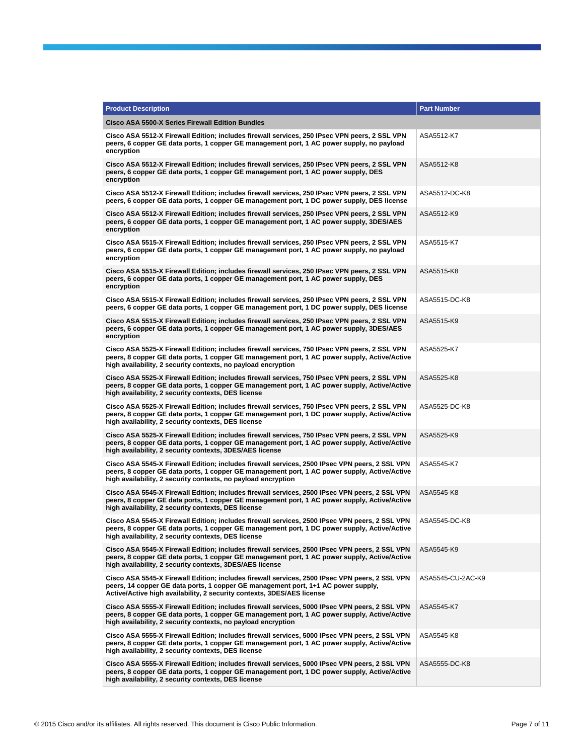| Product Description | Part Number |
|---|---|
| **Cisco ASA 5500-X Series Firewall Edition Bundles** | |
| **Cisco ASA 5512-X Firewall Edition; includes firewall services, 250 IPsec VPN peers, 2 SSL VPN peers, 6 copper GE data ports, 1 copper GE management port, 1 AC power supply, no payload encryption** | ASA5512-K7 |
| **Cisco ASA 5512-X Firewall Edition; includes firewall services, 250 IPsec VPN peers, 2 SSL VPN peers, 6 copper GE data ports, 1 copper GE management port, 1 AC power supply, DES encryption** | ASA5512-K8 |
| **Cisco ASA 5512-X Firewall Edition; includes firewall services, 250 IPsec VPN peers, 2 SSL VPN peers, 6 copper GE data ports, 1 copper GE management port, 1 DC power supply, DES license** | ASA5512-DC-K8 |
| **Cisco ASA 5512-X Firewall Edition; includes firewall services, 250 IPsec VPN peers, 2 SSL VPN peers, 6 copper GE data ports, 1 copper GE management port, 1 AC power supply, 3DES/AES encryption** | ASA5512-K9 |
| **Cisco ASA 5515-X Firewall Edition; includes firewall services, 250 IPsec VPN peers, 2 SSL VPN peers, 6 copper GE data ports, 1 copper GE management port, 1 AC power supply, no payload encryption** | ASA5515-K7 |
| **Cisco ASA 5515-X Firewall Edition; includes firewall services, 250 IPsec VPN peers, 2 SSL VPN peers, 6 copper GE data ports, 1 copper GE management port, 1 AC power supply, DES encryption** | ASA5515-K8 |
| **Cisco ASA 5515-X Firewall Edition; includes firewall services, 250 IPsec VPN peers, 2 SSL VPN peers, 6 copper GE data ports, 1 copper GE management port, 1 DC power supply, DES license** | ASA5515-DC-K8 |
| **Cisco ASA 5515-X Firewall Edition; includes firewall services, 250 IPsec VPN peers, 2 SSL VPN peers, 6 copper GE data ports, 1 copper GE management port, 1 AC power supply, 3DES/AES encryption** | ASA5515-K9 |
| **Cisco ASA 5525-X Firewall Edition; includes firewall services, 750 IPsec VPN peers, 2 SSL VPN peers, 8 copper GE data ports, 1 copper GE management port, 1 AC power supply, Active/Active high availability, 2 security contexts, no payload encryption** | ASA5525-K7 |
| **Cisco ASA 5525-X Firewall Edition; includes firewall services, 750 IPsec VPN peers, 2 SSL VPN peers, 8 copper GE data ports, 1 copper GE management port, 1 AC power supply, Active/Active high availability, 2 security contexts, DES license** | ASA5525-K8 |
| **Cisco ASA 5525-X Firewall Edition; includes firewall services, 750 IPsec VPN peers, 2 SSL VPN peers, 8 copper GE data ports, 1 copper GE management port, 1 DC power supply, Active/Active high availability, 2 security contexts, DES license** | ASA5525-DC-K8 |
| **Cisco ASA 5525-X Firewall Edition; includes firewall services, 750 IPsec VPN peers, 2 SSL VPN peers, 8 copper GE data ports, 1 copper GE management port, 1 AC power supply, Active/Active high availability, 2 security contexts, 3DES/AES license** | ASA5525-K9 |
| **Cisco ASA 5545-X Firewall Edition; includes firewall services, 2500 IPsec VPN peers, 2 SSL VPN peers, 8 copper GE data ports, 1 copper GE management port, 1 AC power supply, Active/Active high availability, 2 security contexts, no payload encryption** | ASA5545-K7 |
| **Cisco ASA 5545-X Firewall Edition; includes firewall services, 2500 IPsec VPN peers, 2 SSL VPN peers, 8 copper GE data ports, 1 copper GE management port, 1 AC power supply, Active/Active high availability, 2 security contexts, DES license** | ASA5545-K8 |
| **Cisco ASA 5545-X Firewall Edition; includes firewall services, 2500 IPsec VPN peers, 2 SSL VPN peers, 8 copper GE data ports, 1 copper GE management port, 1 DC power supply, Active/Active high availability, 2 security contexts, DES license** | ASA5545-DC-K8 |
| **Cisco ASA 5545-X Firewall Edition; includes firewall services, 2500 IPsec VPN peers, 2 SSL VPN peers, 8 copper GE data ports, 1 copper GE management port, 1 AC power supply, Active/Active high availability, 2 security contexts, 3DES/AES license** | ASA5545-K9 |
| **Cisco ASA 5545-X Firewall Edition; includes firewall services, 2500 IPsec VPN peers, 2 SSL VPN peers, 14 copper GE data ports, 1 copper GE management port, 1+1 AC power supply, Active/Active high availability, 2 security contexts, 3DES/AES license** | ASA5545-CU-2AC-K9 |
| **Cisco ASA 5555-X Firewall Edition; includes firewall services, 5000 IPsec VPN peers, 2 SSL VPN peers, 8 copper GE data ports, 1 copper GE management port, 1 AC power supply, Active/Active high availability, 2 security contexts, no payload encryption** | ASA5545-K7 |
| **Cisco ASA 5555-X Firewall Edition; includes firewall services, 5000 IPsec VPN peers, 2 SSL VPN peers, 8 copper GE data ports, 1 copper GE management port, 1 AC power supply, Active/Active high availability, 2 security contexts, DES license** | ASA5545-K8 |
| **Cisco ASA 5555-X Firewall Edition; includes firewall services, 5000 IPsec VPN peers, 2 SSL VPN peers, 8 copper GE data ports, 1 copper GE management port, 1 DC power supply, Active/Active high availability, 2 security contexts, DES license** | ASA5555-DC-K8 |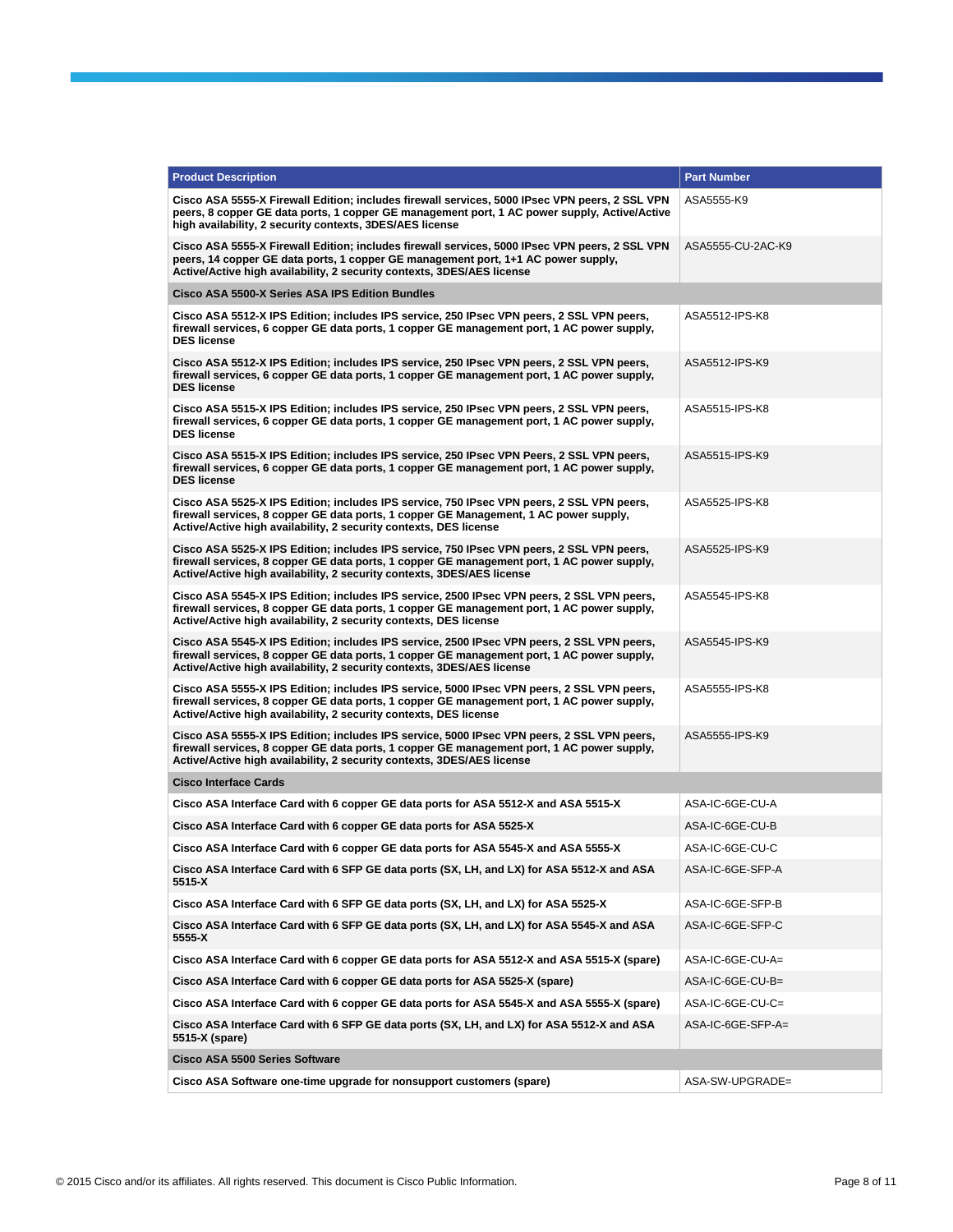| Product Description | Part Number |
| --- | --- |
| **Cisco ASA 5555-X Firewall Edition; includes firewall services, 5000 IPsec VPN peers, 2 SSL VPN peers, 8 copper GE data ports, 1 copper GE management port, 1 AC power supply, Active/Active high availability, 2 security contexts, 3DES/AES license** | ASA5555-K9 |
| **Cisco ASA 5555-X Firewall Edition; includes firewall services, 5000 IPsec VPN peers, 2 SSL VPN peers, 14 copper GE data ports, 1 copper GE management port, 1+1 AC power supply, Active/Active high availability, 2 security contexts, 3DES/AES license** | ASA5555-CU-2AC-K9 |
| **Cisco ASA 5500-X Series ASA IPS Edition Bundles** | |
| **Cisco ASA 5512-X IPS Edition; includes IPS service, 250 IPsec VPN peers, 2 SSL VPN peers, firewall services, 6 copper GE data ports, 1 copper GE management port, 1 AC power supply, DES license** | ASA5512-IPS-K8 |
| **Cisco ASA 5512-X IPS Edition; includes IPS service, 250 IPsec VPN peers, 2 SSL VPN peers, firewall services, 6 copper GE data ports, 1 copper GE management port, 1 AC power supply, DES license** | ASA5512-IPS-K9 |
| **Cisco ASA 5515-X IPS Edition; includes IPS service, 250 IPsec VPN peers, 2 SSL VPN peers, firewall services, 6 copper GE data ports, 1 copper GE management port, 1 AC power supply, DES license** | ASA5515-IPS-K8 |
| **Cisco ASA 5515-X IPS Edition; includes IPS service, 250 IPsec VPN Peers, 2 SSL VPN peers, firewall services, 6 copper GE data ports, 1 copper GE management port, 1 AC power supply, DES license** | ASA5515-IPS-K9 |
| **Cisco ASA 5525-X IPS Edition; includes IPS service, 750 IPsec VPN peers, 2 SSL VPN peers, firewall services, 8 copper GE data ports, 1 copper GE Management, 1 AC power supply, Active/Active high availability, 2 security contexts, DES license** | ASA5525-IPS-K8 |
| **Cisco ASA 5525-X IPS Edition; includes IPS service, 750 IPsec VPN peers, 2 SSL VPN peers, firewall services, 8 copper GE data ports, 1 copper GE management port, 1 AC power supply, Active/Active high availability, 2 security contexts, 3DES/AES license** | ASA5525-IPS-K9 |
| **Cisco ASA 5545-X IPS Edition; includes IPS service, 2500 IPsec VPN peers, 2 SSL VPN peers, firewall services, 8 copper GE data ports, 1 copper GE management port, 1 AC power supply, Active/Active high availability, 2 security contexts, DES license** | ASA5545-IPS-K8 |
| **Cisco ASA 5545-X IPS Edition; includes IPS service, 2500 IPsec VPN peers, 2 SSL VPN peers, firewall services, 8 copper GE data ports, 1 copper GE management port, 1 AC power supply, Active/Active high availability, 2 security contexts, 3DES/AES license** | ASA5545-IPS-K9 |
| **Cisco ASA 5555-X IPS Edition; includes IPS service, 5000 IPsec VPN peers, 2 SSL VPN peers, firewall services, 8 copper GE data ports, 1 copper GE management port, 1 AC power supply, Active/Active high availability, 2 security contexts, DES license** | ASA5555-IPS-K8 |
| **Cisco ASA 5555-X IPS Edition; includes IPS service, 5000 IPsec VPN peers, 2 SSL VPN peers, firewall services, 8 copper GE data ports, 1 copper GE management port, 1 AC power supply, Active/Active high availability, 2 security contexts, 3DES/AES license** | ASA5555-IPS-K9 |
| **Cisco Interface Cards** | |
| **Cisco ASA Interface Card with 6 copper GE data ports for ASA 5512-X and ASA 5515-X** | ASA-IC-6GE-CU-A |
| **Cisco ASA Interface Card with 6 copper GE data ports for ASA 5525-X** | ASA-IC-6GE-CU-B |
| **Cisco ASA Interface Card with 6 copper GE data ports for ASA 5545-X and ASA 5555-X** | ASA-IC-6GE-CU-C |
| **Cisco ASA Interface Card with 6 SFP GE data ports (SX, LH, and LX) for ASA 5512-X and ASA 5515-X** | ASA-IC-6GE-SFP-A |
| **Cisco ASA Interface Card with 6 SFP GE data ports (SX, LH, and LX) for ASA 5525-X** | ASA-IC-6GE-SFP-B |
| **Cisco ASA Interface Card with 6 SFP GE data ports (SX, LH, and LX) for ASA 5545-X and ASA 5555-X** | ASA-IC-6GE-SFP-C |
| **Cisco ASA Interface Card with 6 copper GE data ports for ASA 5512-X and ASA 5515-X (spare)** | ASA-IC-6GE-CU-A= |
| **Cisco ASA Interface Card with 6 copper GE data ports for ASA 5525-X (spare)** | ASA-IC-6GE-CU-B= |
| **Cisco ASA Interface Card with 6 copper GE data ports for ASA 5545-X and ASA 5555-X (spare)** | ASA-IC-6GE-CU-C= |
| **Cisco ASA Interface Card with 6 SFP GE data ports (SX, LH, and LX) for ASA 5512-X and ASA 5515-X (spare)** | ASA-IC-6GE-SFP-A= |
| **Cisco ASA 5500 Series Software** | |
| **Cisco ASA Software one-time upgrade for nonsupport customers (spare)** | ASA-SW-UPGRADE= |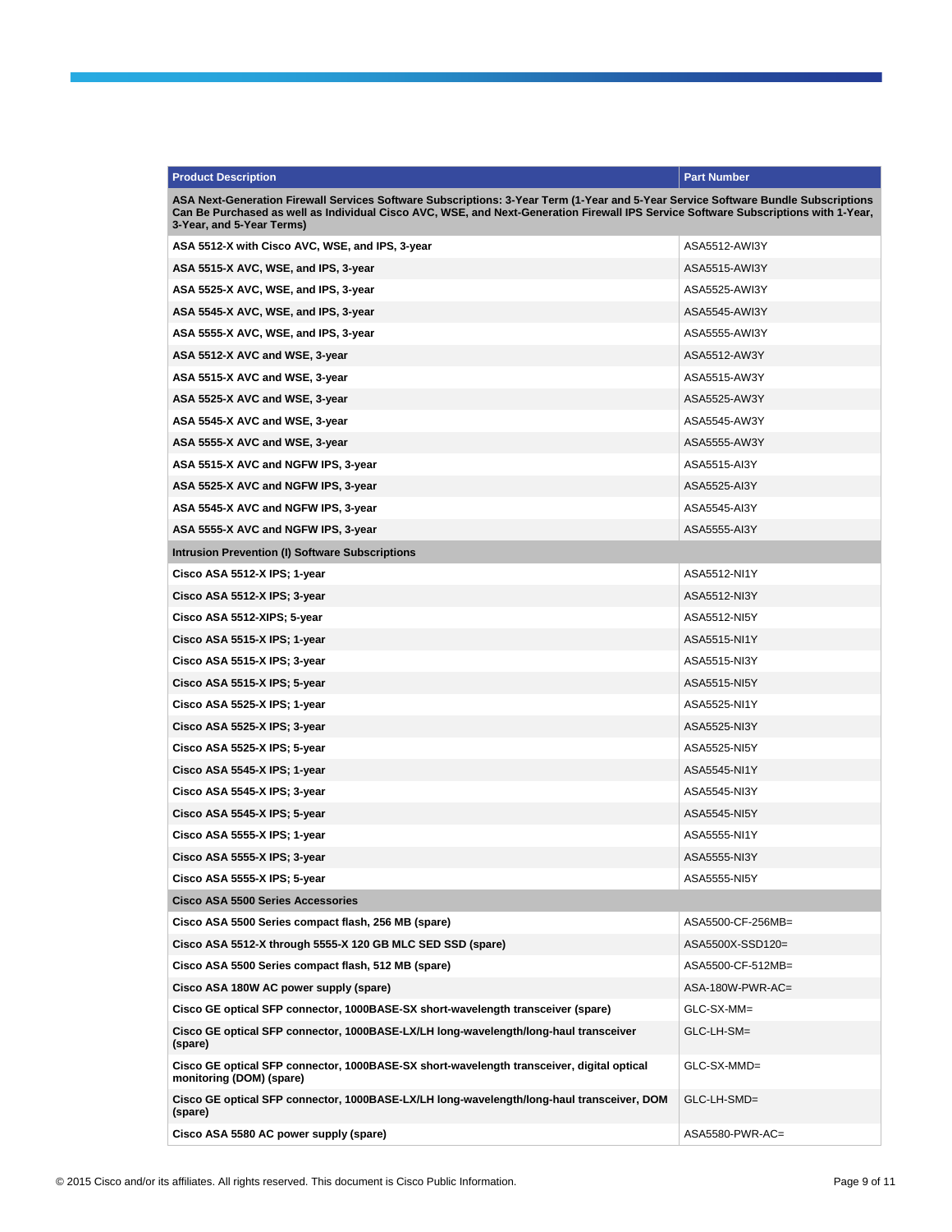| Product Description | Part Number |
|---|---|
| **ASA Next-Generation Firewall Services Software Subscriptions: 3-Year Term (1-Year and 5-Year Service Software Bundle Subscriptions Can Be Purchased as well as Individual Cisco AVC, WSE, and Next-Generation Firewall IPS Service Software Subscriptions with 1-Year, 3-Year, and 5-Year Terms)** | |
| **ASA 5512-X with Cisco AVC, WSE, and IPS, 3-year** | ASA5512-AWI3Y |
| **ASA 5515-X AVC, WSE, and IPS, 3-year** | ASA5515-AWI3Y |
| **ASA 5525-X AVC, WSE, and IPS, 3-year** | ASA5525-AWI3Y |
| **ASA 5545-X AVC, WSE, and IPS, 3-year** | ASA5545-AWI3Y |
| **ASA 5555-X AVC, WSE, and IPS, 3-year** | ASA5555-AWI3Y |
| **ASA 5512-X AVC and WSE, 3-year** | ASA5512-AW3Y |
| **ASA 5515-X AVC and WSE, 3-year** | ASA5515-AW3Y |
| **ASA 5525-X AVC and WSE, 3-year** | ASA5525-AW3Y |
| **ASA 5545-X AVC and WSE, 3-year** | ASA5545-AW3Y |
| **ASA 5555-X AVC and WSE, 3-year** | ASA5555-AW3Y |
| **ASA 5515-X AVC and NGFW IPS, 3-year** | ASA5515-AI3Y |
| **ASA 5525-X AVC and NGFW IPS, 3-year** | ASA5525-AI3Y |
| **ASA 5545-X AVC and NGFW IPS, 3-year** | ASA5545-AI3Y |
| **ASA 5555-X AVC and NGFW IPS, 3-year** | ASA5555-AI3Y |
| **Intrusion Prevention (I) Software Subscriptions** | |
| **Cisco ASA 5512-X IPS; 1-year** | ASA5512-NI1Y |
| **Cisco ASA 5512-X IPS; 3-year** | ASA5512-NI3Y |
| **Cisco ASA 5512-XIPS; 5-year** | ASA5512-NI5Y |
| **Cisco ASA 5515-X IPS; 1-year** | ASA5515-NI1Y |
| **Cisco ASA 5515-X IPS; 3-year** | ASA5515-NI3Y |
| **Cisco ASA 5515-X IPS; 5-year** | ASA5515-NI5Y |
| **Cisco ASA 5525-X IPS; 1-year** | ASA5525-NI1Y |
| **Cisco ASA 5525-X IPS; 3-year** | ASA5525-NI3Y |
| **Cisco ASA 5525-X IPS; 5-year** | ASA5525-NI5Y |
| **Cisco ASA 5545-X IPS; 1-year** | ASA5545-NI1Y |
| **Cisco ASA 5545-X IPS; 3-year** | ASA5545-NI3Y |
| **Cisco ASA 5545-X IPS; 5-year** | ASA5545-NI5Y |
| **Cisco ASA 5555-X IPS; 1-year** | ASA5555-NI1Y |
| **Cisco ASA 5555-X IPS; 3-year** | ASA5555-NI3Y |
| **Cisco ASA 5555-X IPS; 5-year** | ASA5555-NI5Y |
| **Cisco ASA 5500 Series Accessories** | |
| **Cisco ASA 5500 Series compact flash, 256 MB (spare)** | ASA5500-CF-256MB= |
| **Cisco ASA 5512-X through 5555-X 120 GB MLC SED SSD (spare)** | ASA5500X-SSD120= |
| **Cisco ASA 5500 Series compact flash, 512 MB (spare)** | ASA5500-CF-512MB= |
| **Cisco ASA 180W AC power supply (spare)** | ASA-180W-PWR-AC= |
| **Cisco GE optical SFP connector, 1000BASE-SX short-wavelength transceiver (spare)** | GLC-SX-MM= |
| **Cisco GE optical SFP connector, 1000BASE-LX/LH long-wavelength/long-haul transceiver (spare)** | GLC-LH-SM= |
| **Cisco GE optical SFP connector, 1000BASE-SX short-wavelength transceiver, digital optical monitoring (DOM) (spare)** | GLC-SX-MMD= |
| **Cisco GE optical SFP connector, 1000BASE-LX/LH long-wavelength/long-haul transceiver, DOM (spare)** | GLC-LH-SMD= |
| **Cisco ASA 5580 AC power supply (spare)** | ASA5580-PWR-AC= |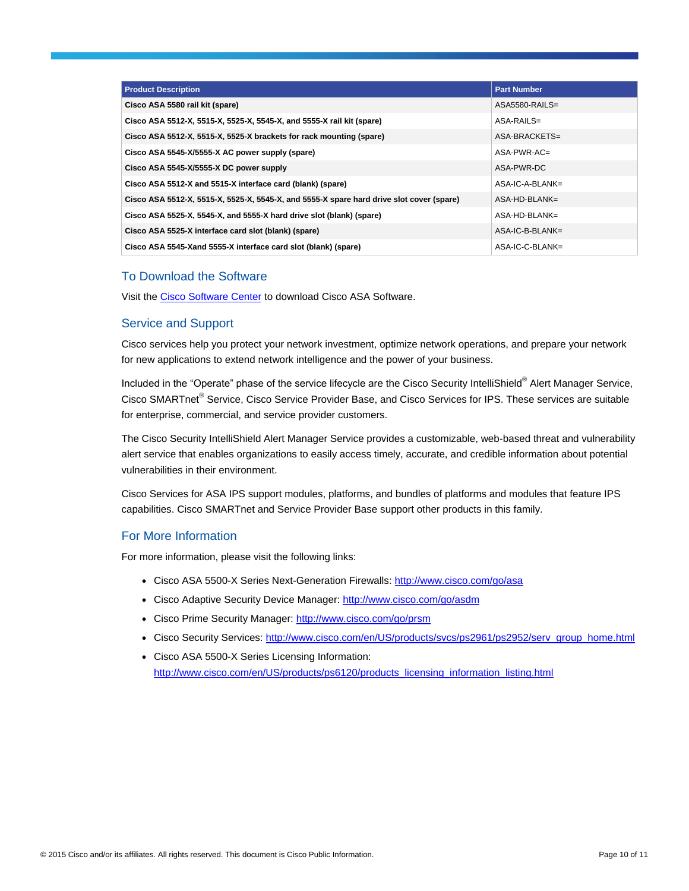| Product Description | Part Number |
|---|---|
| **Cisco ASA 5580 rail kit (spare)** | ASA5580-RAILS= |
| **Cisco ASA 5512-X, 5515-X, 5525-X, 5545-X, and 5555-X rail kit (spare)** | ASA-RAILS= |
| **Cisco ASA 5512-X, 5515-X, 5525-X brackets for rack mounting (spare)** | ASA-BRACKETS= |
| **Cisco ASA 5545-X/5555-X AC power supply (spare)** | ASA-PWR-AC= |
| **Cisco ASA 5545-X/5555-X DC power supply** | ASA-PWR-DC |
| **Cisco ASA 5512-X and 5515-X interface card (blank) (spare)** | ASA-IC-A-BLANK= |
| **Cisco ASA 5512-X, 5515-X, 5525-X, 5545-X, and 5555-X spare hard drive slot cover (spare)** | ASA-HD-BLANK= |
| **Cisco ASA 5525-X, 5545-X, and 5555-X hard drive slot (blank) (spare)** | ASA-HD-BLANK= |
| **Cisco ASA 5525-X interface card slot (blank) (spare)** | ASA-IC-B-BLANK= |
| **Cisco ASA 5545-Xand 5555-X interface card slot (blank) (spare)** | ASA-IC-C-BLANK= |

## To Download the Software

Visit the Cisco Software Center to download Cisco ASA Software.

## Service and Support

Cisco services help you protect your network investment, optimize network operations, and prepare your network for new applications to extend network intelligence and the power of your business.

Included in the "Operate" phase of the service lifecycle are the Cisco Security IntelliShield® Alert Manager Service, Cisco SMARTnet® Service, Cisco Service Provider Base, and Cisco Services for IPS. These services are suitable for enterprise, commercial, and service provider customers.

The Cisco Security IntelliShield Alert Manager Service provides a customizable, web-based threat and vulnerability alert service that enables organizations to easily access timely, accurate, and credible information about potential vulnerabilities in their environment.

Cisco Services for ASA IPS support modules, platforms, and bundles of platforms and modules that feature IPS capabilities. Cisco SMARTnet and Service Provider Base support other products in this family.

## For More Information

For more information, please visit the following links:

- Cisco ASA 5500-X Series Next-Generation Firewalls: http://www.cisco.com/go/asa
- Cisco Adaptive Security Device Manager: http://www.cisco.com/go/asdm
- Cisco Prime Security Manager: http://www.cisco.com/go/prsm
- Cisco Security Services: http://www.cisco.com/en/US/products/svcs/ps2961/ps2952/serv_group_home.html
- Cisco ASA 5500-X Series Licensing Information: http://www.cisco.com/en/US/products/ps6120/products_licensing_information_listing.html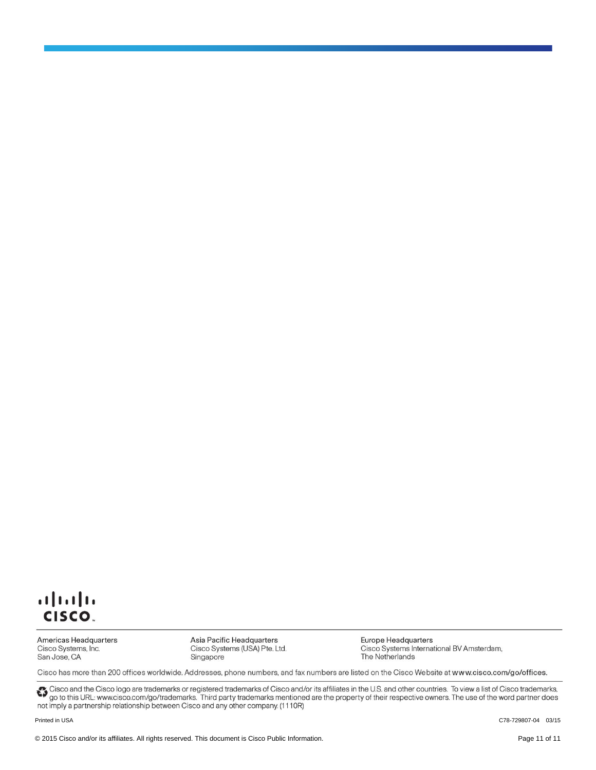Americas Headquarters
Cisco Systems, Inc.
San Jose, CA

Asia Pacific Headquarters
Cisco Systems (USA) Pte. Ltd.
Singapore

Europe Headquarters
Cisco Systems International BV Amsterdam,
The Netherlands

Cisco has more than 200 offices worldwide. Addresses, phone numbers, and fax numbers are listed on the Cisco Website at **www.cisco.com/go/offices.**

Cisco and the Cisco logo are trademarks or registered trademarks of Cisco and/or its affiliates in the U.S. and other countries. To view a list of Cisco trademarks, go to this URL: www.cisco.com/go/trademarks. Third party trademarks mentioned are the property of their respective owners. The use of the word partner does not imply a partnership relationship between Cisco and any other company. (1110R)

Printed in USA

C78-729807-04 03/15

© 2015 Cisco and/or its affiliates. All rights reserved. This document is Cisco Public Information.